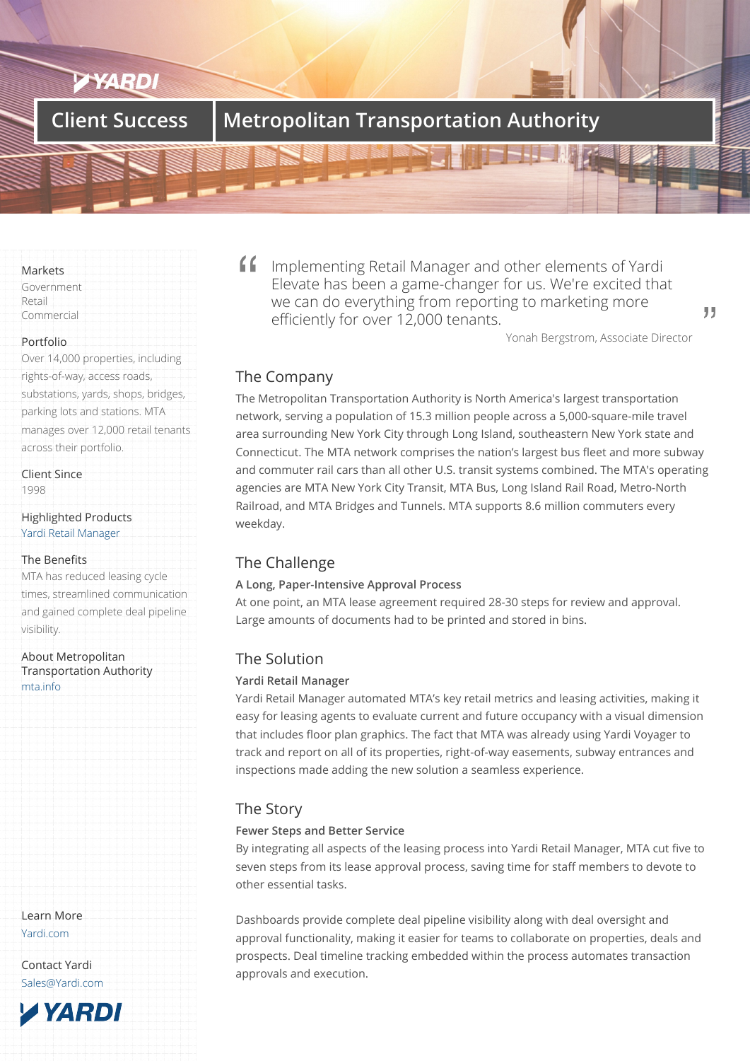# Client Success | Metropolitan Transportation Authority

**Markets**
Government
Retail
Commercial

**Portfolio**
Over 14,000 properties, including rights-of-way, access roads, substations, yards, shops, bridges, parking lots and stations. MTA manages over 12,000 retail tenants across their portfolio.

**Client Since**
1998

**Highlighted Products**
Yardi Retail Manager

**The Benefits**
MTA has reduced leasing cycle times, streamlined communication and gained complete deal pipeline visibility.

**About Metropolitan Transportation Authority**
mta.info

**Learn More**
Yardi.com

**Contact Yardi**
Sales@Yardi.com

> "Implementing Retail Manager and other elements of Yardi Elevate has been a game-changer for us. We're excited that we can do everything from reporting to marketing more efficiently for over 12,000 tenants."
>
> Yonah Bergstrom, Associate Director

## The Company

The Metropolitan Transportation Authority is North America's largest transportation network, serving a population of 15.3 million people across a 5,000-square-mile travel area surrounding New York City through Long Island, southeastern New York state and Connecticut. The MTA network comprises the nation's largest bus fleet and more subway and commuter rail cars than all other U.S. transit systems combined. The MTA's operating agencies are MTA New York City Transit, MTA Bus, Long Island Rail Road, Metro-North Railroad, and MTA Bridges and Tunnels. MTA supports 8.6 million commuters every weekday.

## The Challenge

**A Long, Paper-Intensive Approval Process**

At one point, an MTA lease agreement required 28-30 steps for review and approval. Large amounts of documents had to be printed and stored in bins.

## The Solution

**Yardi Retail Manager**

Yardi Retail Manager automated MTA's key retail metrics and leasing activities, making it easy for leasing agents to evaluate current and future occupancy with a visual dimension that includes floor plan graphics. The fact that MTA was already using Yardi Voyager to track and report on all of its properties, right-of-way easements, subway entrances and inspections made adding the new solution a seamless experience.

## The Story

**Fewer Steps and Better Service**

By integrating all aspects of the leasing process into Yardi Retail Manager, MTA cut five to seven steps from its lease approval process, saving time for staff members to devote to other essential tasks.

Dashboards provide complete deal pipeline visibility along with deal oversight and approval functionality, making it easier for teams to collaborate on properties, deals and prospects. Deal timeline tracking embedded within the process automates transaction approvals and execution.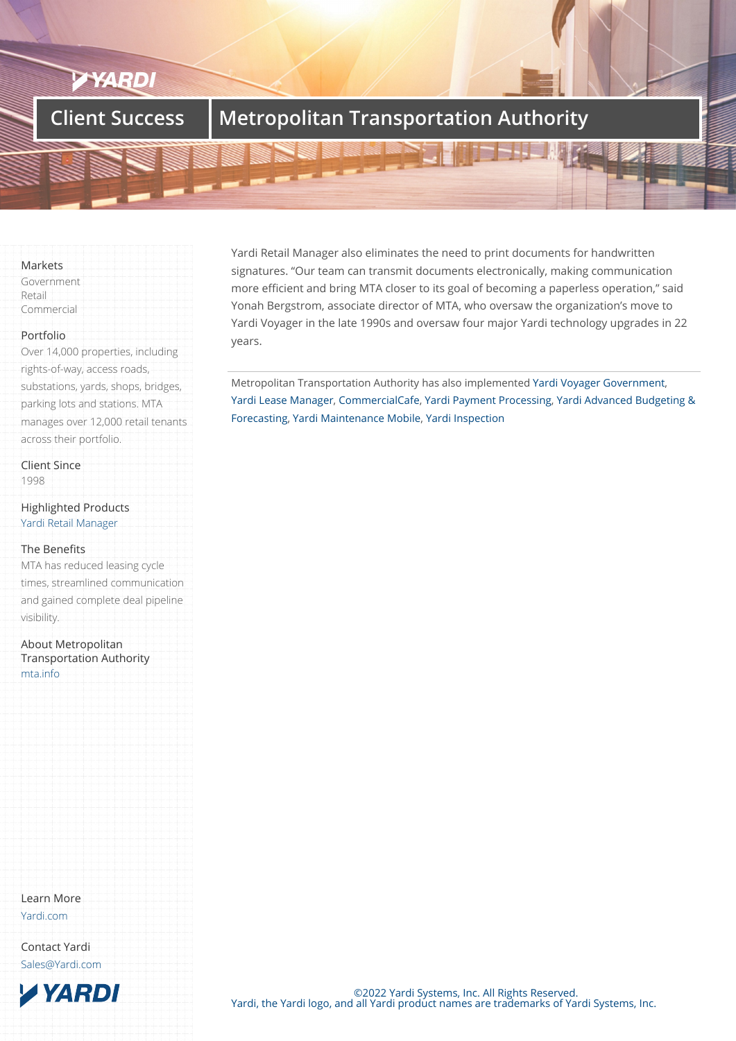# Client Success | Metropolitan Transportation Authority

**Markets**
Government
Retail
Commercial

**Portfolio**
Over 14,000 properties, including rights-of-way, access roads, substations, yards, shops, bridges, parking lots and stations. MTA manages over 12,000 retail tenants across their portfolio.

**Client Since**
1998

**Highlighted Products**
Yardi Retail Manager

**The Benefits**
MTA has reduced leasing cycle times, streamlined communication and gained complete deal pipeline visibility.

**About Metropolitan Transportation Authority**
mta.info

Yardi Retail Manager also eliminates the need to print documents for handwritten signatures. "Our team can transmit documents electronically, making communication more efficient and bring MTA closer to its goal of becoming a paperless operation," said Yonah Bergstrom, associate director of MTA, who oversaw the organization's move to Yardi Voyager in the late 1990s and oversaw four major Yardi technology upgrades in 22 years.

---

Metropolitan Transportation Authority has also implemented Yardi Voyager Government, Yardi Lease Manager, CommercialCafe, Yardi Payment Processing, Yardi Advanced Budgeting & Forecasting, Yardi Maintenance Mobile, Yardi Inspection

**Learn More**
Yardi.com

**Contact Yardi**
Sales@Yardi.com

©2022 Yardi Systems, Inc. All Rights Reserved.
Yardi, the Yardi logo, and all Yardi product names are trademarks of Yardi Systems, Inc.